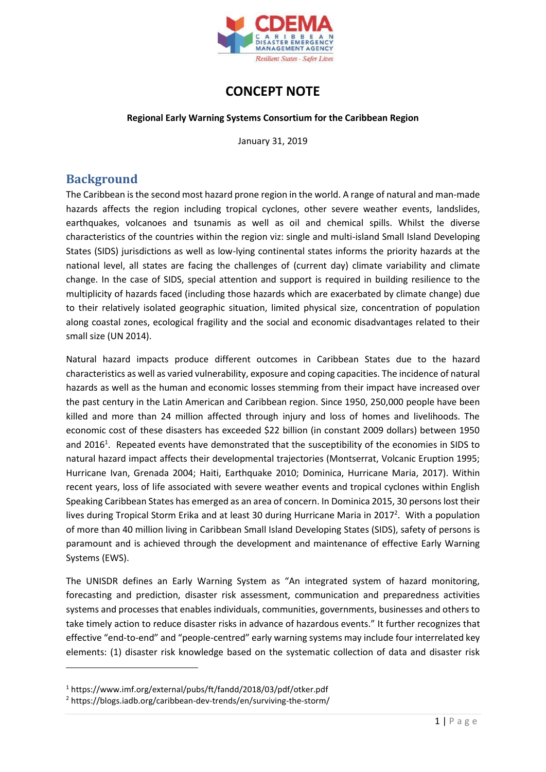# CONCEPT NOTE

**Regional Early Warning Systems Consortium for the Caribbean Region**

January 31, 2019

## Background

The Caribbean is the second most hazard prone region in the world. A range of natural and man-made hazards affects the region including tropical cyclones, other severe weather events, landslides, earthquakes, volcanoes and tsunamis as well as oil and chemical spills. Whilst the diverse characteristics of the countries within the region viz: single and multi-island Small Island Developing States (SIDS) jurisdictions as well as low-lying continental states informs the priority hazards at the national level, all states are facing the challenges of (current day) climate variability and climate change. In the case of SIDS, special attention and support is required in building resilience to the multiplicity of hazards faced (including those hazards which are exacerbated by climate change) due to their relatively isolated geographic situation, limited physical size, concentration of population along coastal zones, ecological fragility and the social and economic disadvantages related to their small size (UN 2014).

Natural hazard impacts produce different outcomes in Caribbean States due to the hazard characteristics as well as varied vulnerability, exposure and coping capacities. The incidence of natural hazards as well as the human and economic losses stemming from their impact have increased over the past century in the Latin American and Caribbean region. Since 1950, 250,000 people have been killed and more than 24 million affected through injury and loss of homes and livelihoods. The economic cost of these disasters has exceeded $22 billion (in constant 2009 dollars) between 1950 and 2016[1]. Repeated events have demonstrated that the susceptibility of the economies in SIDS to natural hazard impact affects their developmental trajectories (Montserrat, Volcanic Eruption 1995; Hurricane Ivan, Grenada 2004; Haiti, Earthquake 2010; Dominica, Hurricane Maria, 2017). Within recent years, loss of life associated with severe weather events and tropical cyclones within English Speaking Caribbean States has emerged as an area of concern. In Dominica 2015, 30 persons lost their lives during Tropical Storm Erika and at least 30 during Hurricane Maria in 2017[2]. With a population of more than 40 million living in Caribbean Small Island Developing States (SIDS), safety of persons is paramount and is achieved through the development and maintenance of effective Early Warning Systems (EWS).

The UNISDR defines an Early Warning System as "An integrated system of hazard monitoring, forecasting and prediction, disaster risk assessment, communication and preparedness activities systems and processes that enables individuals, communities, governments, businesses and others to take timely action to reduce disaster risks in advance of hazardous events." It further recognizes that effective "end-to-end" and "people-centred" early warning systems may include four interrelated key elements: (1) disaster risk knowledge based on the systematic collection of data and disaster risk

[1] https://www.imf.org/external/pubs/ft/fandd/2018/03/pdf/otker.pdf

[2] https://blogs.iadb.org/caribbean-dev-trends/en/surviving-the-storm/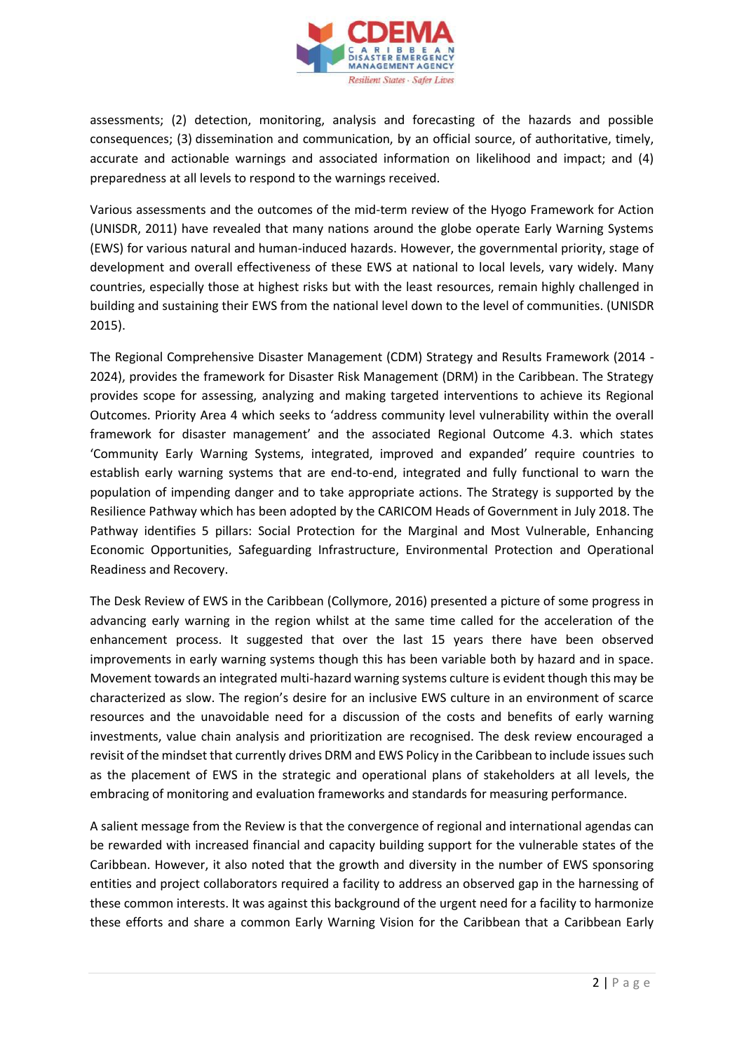assessments; (2) detection, monitoring, analysis and forecasting of the hazards and possible consequences; (3) dissemination and communication, by an official source, of authoritative, timely, accurate and actionable warnings and associated information on likelihood and impact; and (4) preparedness at all levels to respond to the warnings received.

Various assessments and the outcomes of the mid-term review of the Hyogo Framework for Action (UNISDR, 2011) have revealed that many nations around the globe operate Early Warning Systems (EWS) for various natural and human-induced hazards. However, the governmental priority, stage of development and overall effectiveness of these EWS at national to local levels, vary widely. Many countries, especially those at highest risks but with the least resources, remain highly challenged in building and sustaining their EWS from the national level down to the level of communities. (UNISDR 2015).

The Regional Comprehensive Disaster Management (CDM) Strategy and Results Framework (2014 - 2024), provides the framework for Disaster Risk Management (DRM) in the Caribbean. The Strategy provides scope for assessing, analyzing and making targeted interventions to achieve its Regional Outcomes. Priority Area 4 which seeks to 'address community level vulnerability within the overall framework for disaster management' and the associated Regional Outcome 4.3. which states 'Community Early Warning Systems, integrated, improved and expanded' require countries to establish early warning systems that are end-to-end, integrated and fully functional to warn the population of impending danger and to take appropriate actions. The Strategy is supported by the Resilience Pathway which has been adopted by the CARICOM Heads of Government in July 2018. The Pathway identifies 5 pillars: Social Protection for the Marginal and Most Vulnerable, Enhancing Economic Opportunities, Safeguarding Infrastructure, Environmental Protection and Operational Readiness and Recovery.

The Desk Review of EWS in the Caribbean (Collymore, 2016) presented a picture of some progress in advancing early warning in the region whilst at the same time called for the acceleration of the enhancement process. It suggested that over the last 15 years there have been observed improvements in early warning systems though this has been variable both by hazard and in space. Movement towards an integrated multi-hazard warning systems culture is evident though this may be characterized as slow. The region's desire for an inclusive EWS culture in an environment of scarce resources and the unavoidable need for a discussion of the costs and benefits of early warning investments, value chain analysis and prioritization are recognised. The desk review encouraged a revisit of the mindset that currently drives DRM and EWS Policy in the Caribbean to include issues such as the placement of EWS in the strategic and operational plans of stakeholders at all levels, the embracing of monitoring and evaluation frameworks and standards for measuring performance.

A salient message from the Review is that the convergence of regional and international agendas can be rewarded with increased financial and capacity building support for the vulnerable states of the Caribbean. However, it also noted that the growth and diversity in the number of EWS sponsoring entities and project collaborators required a facility to address an observed gap in the harnessing of these common interests. It was against this background of the urgent need for a facility to harmonize these efforts and share a common Early Warning Vision for the Caribbean that a Caribbean Early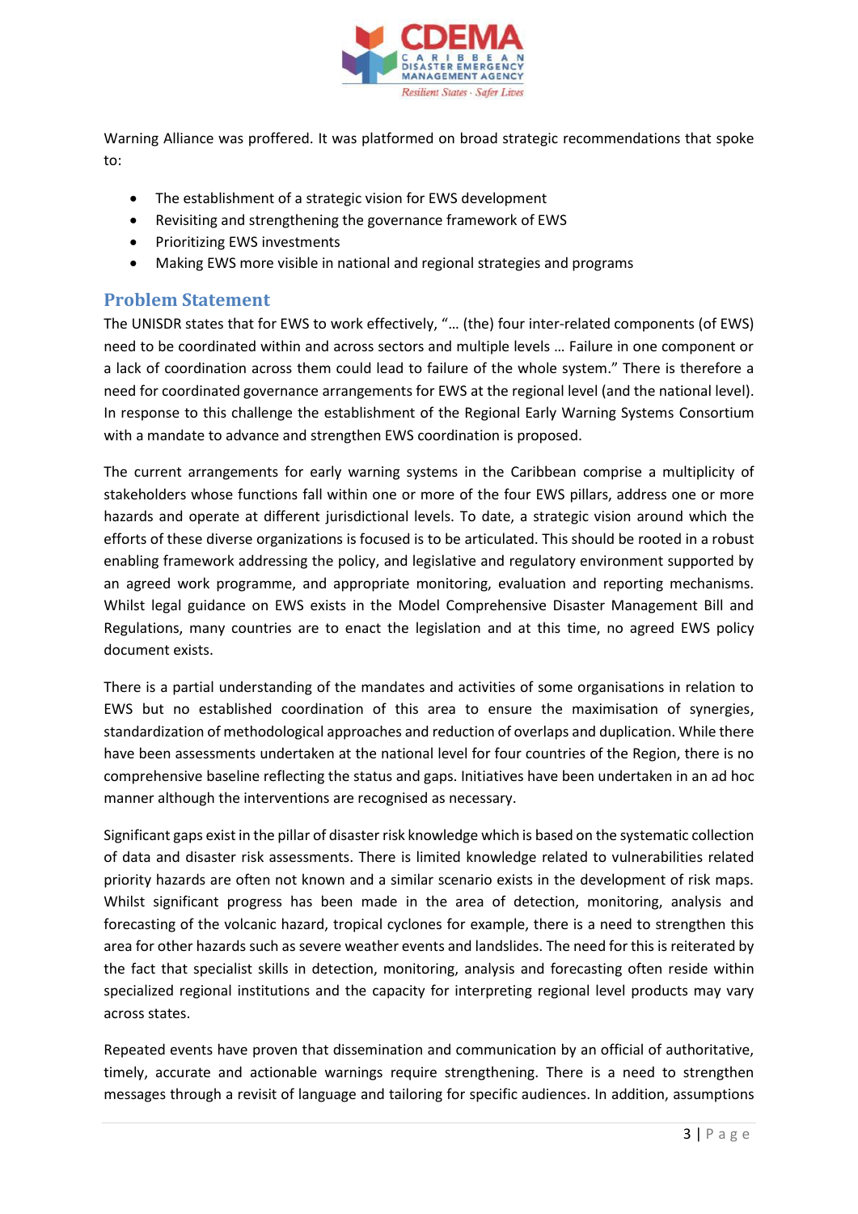Warning Alliance was proffered. It was platformed on broad strategic recommendations that spoke to:

- The establishment of a strategic vision for EWS development
- Revisiting and strengthening the governance framework of EWS
- Prioritizing EWS investments
- Making EWS more visible in national and regional strategies and programs

## Problem Statement

The UNISDR states that for EWS to work effectively, "… (the) four inter-related components (of EWS) need to be coordinated within and across sectors and multiple levels … Failure in one component or a lack of coordination across them could lead to failure of the whole system." There is therefore a need for coordinated governance arrangements for EWS at the regional level (and the national level). In response to this challenge the establishment of the Regional Early Warning Systems Consortium with a mandate to advance and strengthen EWS coordination is proposed.

The current arrangements for early warning systems in the Caribbean comprise a multiplicity of stakeholders whose functions fall within one or more of the four EWS pillars, address one or more hazards and operate at different jurisdictional levels. To date, a strategic vision around which the efforts of these diverse organizations is focused is to be articulated. This should be rooted in a robust enabling framework addressing the policy, and legislative and regulatory environment supported by an agreed work programme, and appropriate monitoring, evaluation and reporting mechanisms. Whilst legal guidance on EWS exists in the Model Comprehensive Disaster Management Bill and Regulations, many countries are to enact the legislation and at this time, no agreed EWS policy document exists.

There is a partial understanding of the mandates and activities of some organisations in relation to EWS but no established coordination of this area to ensure the maximisation of synergies, standardization of methodological approaches and reduction of overlaps and duplication. While there have been assessments undertaken at the national level for four countries of the Region, there is no comprehensive baseline reflecting the status and gaps. Initiatives have been undertaken in an ad hoc manner although the interventions are recognised as necessary.

Significant gaps exist in the pillar of disaster risk knowledge which is based on the systematic collection of data and disaster risk assessments. There is limited knowledge related to vulnerabilities related priority hazards are often not known and a similar scenario exists in the development of risk maps. Whilst significant progress has been made in the area of detection, monitoring, analysis and forecasting of the volcanic hazard, tropical cyclones for example, there is a need to strengthen this area for other hazards such as severe weather events and landslides. The need for this is reiterated by the fact that specialist skills in detection, monitoring, analysis and forecasting often reside within specialized regional institutions and the capacity for interpreting regional level products may vary across states.

Repeated events have proven that dissemination and communication by an official of authoritative, timely, accurate and actionable warnings require strengthening. There is a need to strengthen messages through a revisit of language and tailoring for specific audiences. In addition, assumptions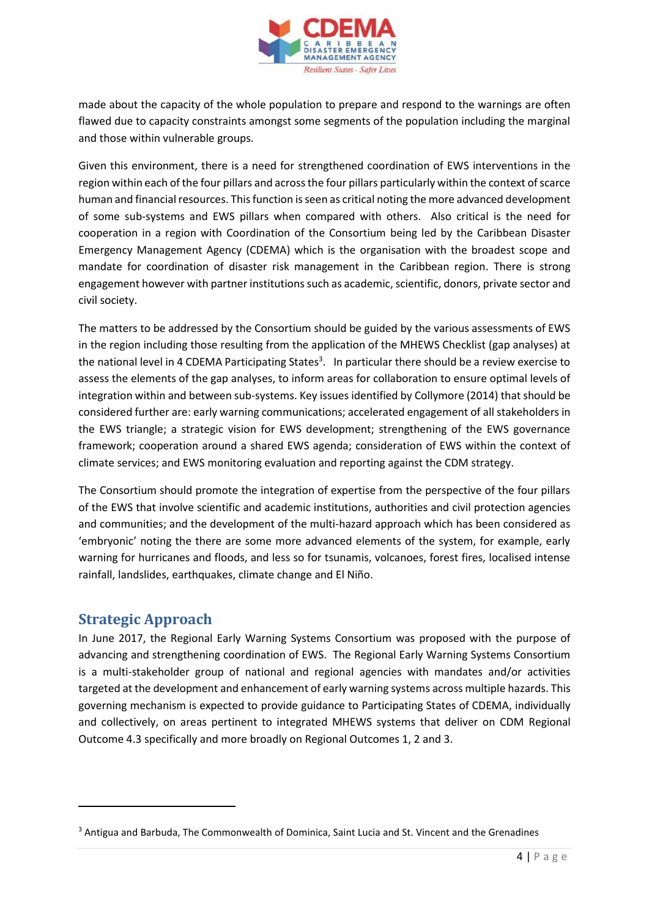made about the capacity of the whole population to prepare and respond to the warnings are often flawed due to capacity constraints amongst some segments of the population including the marginal and those within vulnerable groups.

Given this environment, there is a need for strengthened coordination of EWS interventions in the region within each of the four pillars and across the four pillars particularly within the context of scarce human and financial resources. This function is seen as critical noting the more advanced development of some sub-systems and EWS pillars when compared with others. Also critical is the need for cooperation in a region with Coordination of the Consortium being led by the Caribbean Disaster Emergency Management Agency (CDEMA) which is the organisation with the broadest scope and mandate for coordination of disaster risk management in the Caribbean region. There is strong engagement however with partner institutions such as academic, scientific, donors, private sector and civil society.

The matters to be addressed by the Consortium should be guided by the various assessments of EWS in the region including those resulting from the application of the MHEWS Checklist (gap analyses) at the national level in 4 CDEMA Participating States[3]. In particular there should be a review exercise to assess the elements of the gap analyses, to inform areas for collaboration to ensure optimal levels of integration within and between sub-systems. Key issues identified by Collymore (2014) that should be considered further are: early warning communications; accelerated engagement of all stakeholders in the EWS triangle; a strategic vision for EWS development; strengthening of the EWS governance framework; cooperation around a shared EWS agenda; consideration of EWS within the context of climate services; and EWS monitoring evaluation and reporting against the CDM strategy.

The Consortium should promote the integration of expertise from the perspective of the four pillars of the EWS that involve scientific and academic institutions, authorities and civil protection agencies and communities; and the development of the multi-hazard approach which has been considered as 'embryonic' noting the there are some more advanced elements of the system, for example, early warning for hurricanes and floods, and less so for tsunamis, volcanoes, forest fires, localised intense rainfall, landslides, earthquakes, climate change and El Niño.

## Strategic Approach

In June 2017, the Regional Early Warning Systems Consortium was proposed with the purpose of advancing and strengthening coordination of EWS. The Regional Early Warning Systems Consortium is a multi-stakeholder group of national and regional agencies with mandates and/or activities targeted at the development and enhancement of early warning systems across multiple hazards. This governing mechanism is expected to provide guidance to Participating States of CDEMA, individually and collectively, on areas pertinent to integrated MHEWS systems that deliver on CDM Regional Outcome 4.3 specifically and more broadly on Regional Outcomes 1, 2 and 3.

---

[3] Antigua and Barbuda, The Commonwealth of Dominica, Saint Lucia and St. Vincent and the Grenadines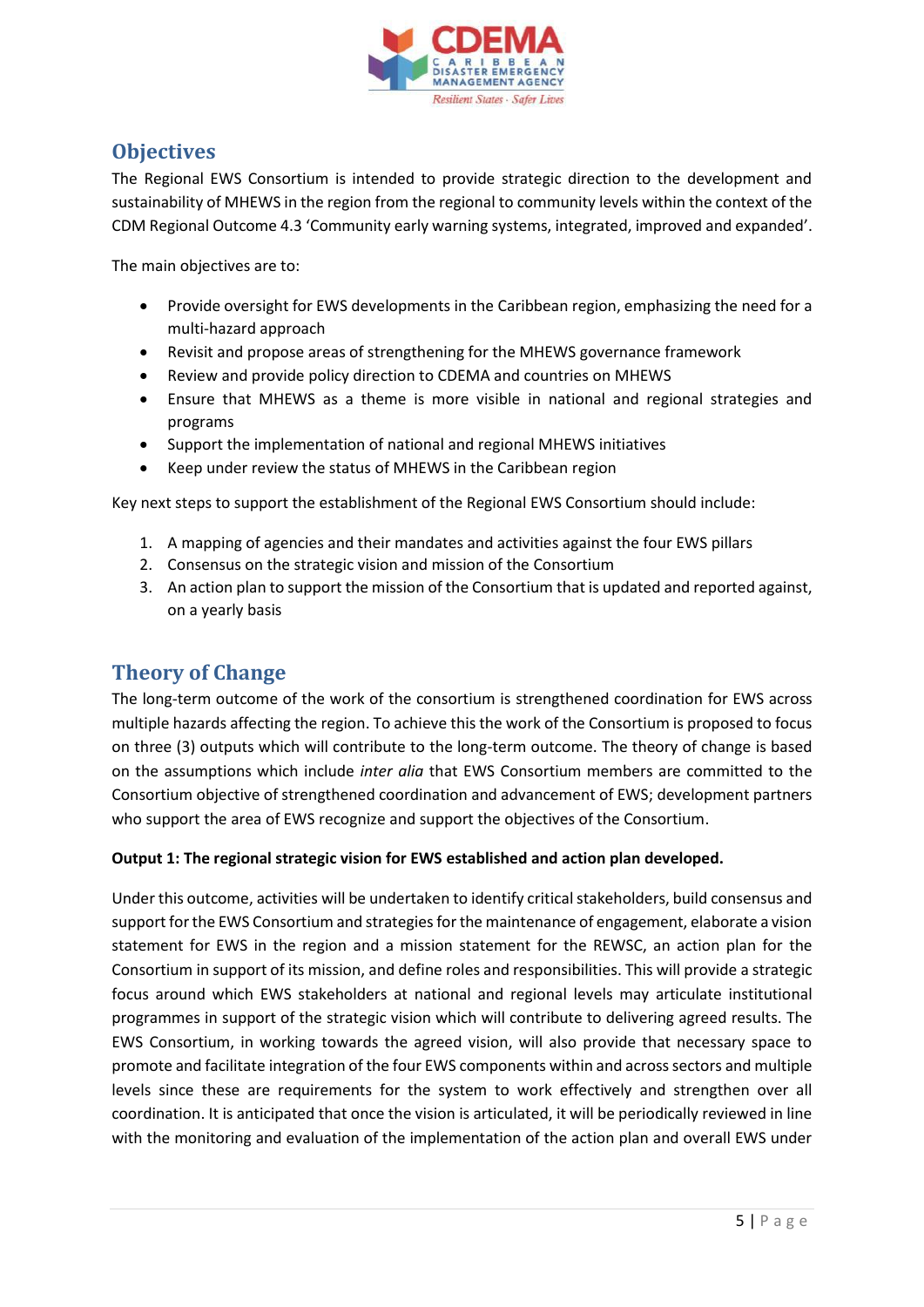## Objectives

The Regional EWS Consortium is intended to provide strategic direction to the development and sustainability of MHEWS in the region from the regional to community levels within the context of the CDM Regional Outcome 4.3 'Community early warning systems, integrated, improved and expanded'.

The main objectives are to:

- Provide oversight for EWS developments in the Caribbean region, emphasizing the need for a multi-hazard approach
- Revisit and propose areas of strengthening for the MHEWS governance framework
- Review and provide policy direction to CDEMA and countries on MHEWS
- Ensure that MHEWS as a theme is more visible in national and regional strategies and programs
- Support the implementation of national and regional MHEWS initiatives
- Keep under review the status of MHEWS in the Caribbean region

Key next steps to support the establishment of the Regional EWS Consortium should include:

1. A mapping of agencies and their mandates and activities against the four EWS pillars
2. Consensus on the strategic vision and mission of the Consortium
3. An action plan to support the mission of the Consortium that is updated and reported against, on a yearly basis

## Theory of Change

The long-term outcome of the work of the consortium is strengthened coordination for EWS across multiple hazards affecting the region. To achieve this the work of the Consortium is proposed to focus on three (3) outputs which will contribute to the long-term outcome. The theory of change is based on the assumptions which include *inter alia* that EWS Consortium members are committed to the Consortium objective of strengthened coordination and advancement of EWS; development partners who support the area of EWS recognize and support the objectives of the Consortium.

**Output 1: The regional strategic vision for EWS established and action plan developed.**

Under this outcome, activities will be undertaken to identify critical stakeholders, build consensus and support for the EWS Consortium and strategies for the maintenance of engagement, elaborate a vision statement for EWS in the region and a mission statement for the REWSC, an action plan for the Consortium in support of its mission, and define roles and responsibilities. This will provide a strategic focus around which EWS stakeholders at national and regional levels may articulate institutional programmes in support of the strategic vision which will contribute to delivering agreed results. The EWS Consortium, in working towards the agreed vision, will also provide that necessary space to promote and facilitate integration of the four EWS components within and across sectors and multiple levels since these are requirements for the system to work effectively and strengthen over all coordination. It is anticipated that once the vision is articulated, it will be periodically reviewed in line with the monitoring and evaluation of the implementation of the action plan and overall EWS under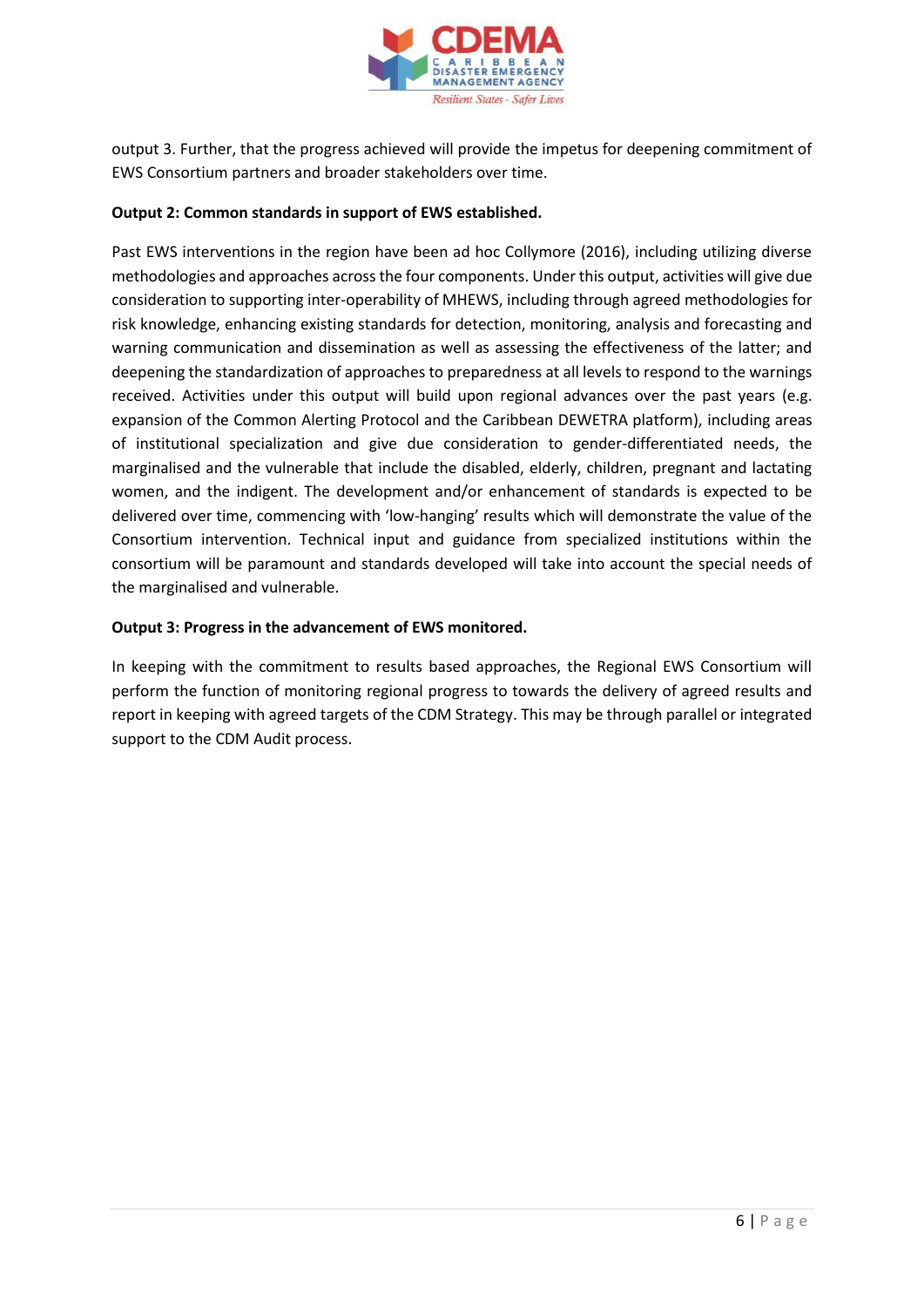output 3. Further, that the progress achieved will provide the impetus for deepening commitment of EWS Consortium partners and broader stakeholders over time.

**Output 2: Common standards in support of EWS established.**

Past EWS interventions in the region have been ad hoc Collymore (2016), including utilizing diverse methodologies and approaches across the four components. Under this output, activities will give due consideration to supporting inter-operability of MHEWS, including through agreed methodologies for risk knowledge, enhancing existing standards for detection, monitoring, analysis and forecasting and warning communication and dissemination as well as assessing the effectiveness of the latter; and deepening the standardization of approaches to preparedness at all levels to respond to the warnings received. Activities under this output will build upon regional advances over the past years (e.g. expansion of the Common Alerting Protocol and the Caribbean DEWETRA platform), including areas of institutional specialization and give due consideration to gender-differentiated needs, the marginalised and the vulnerable that include the disabled, elderly, children, pregnant and lactating women, and the indigent. The development and/or enhancement of standards is expected to be delivered over time, commencing with 'low-hanging' results which will demonstrate the value of the Consortium intervention. Technical input and guidance from specialized institutions within the consortium will be paramount and standards developed will take into account the special needs of the marginalised and vulnerable.

**Output 3: Progress in the advancement of EWS monitored.**

In keeping with the commitment to results based approaches, the Regional EWS Consortium will perform the function of monitoring regional progress to towards the delivery of agreed results and report in keeping with agreed targets of the CDM Strategy. This may be through parallel or integrated support to the CDM Audit process.